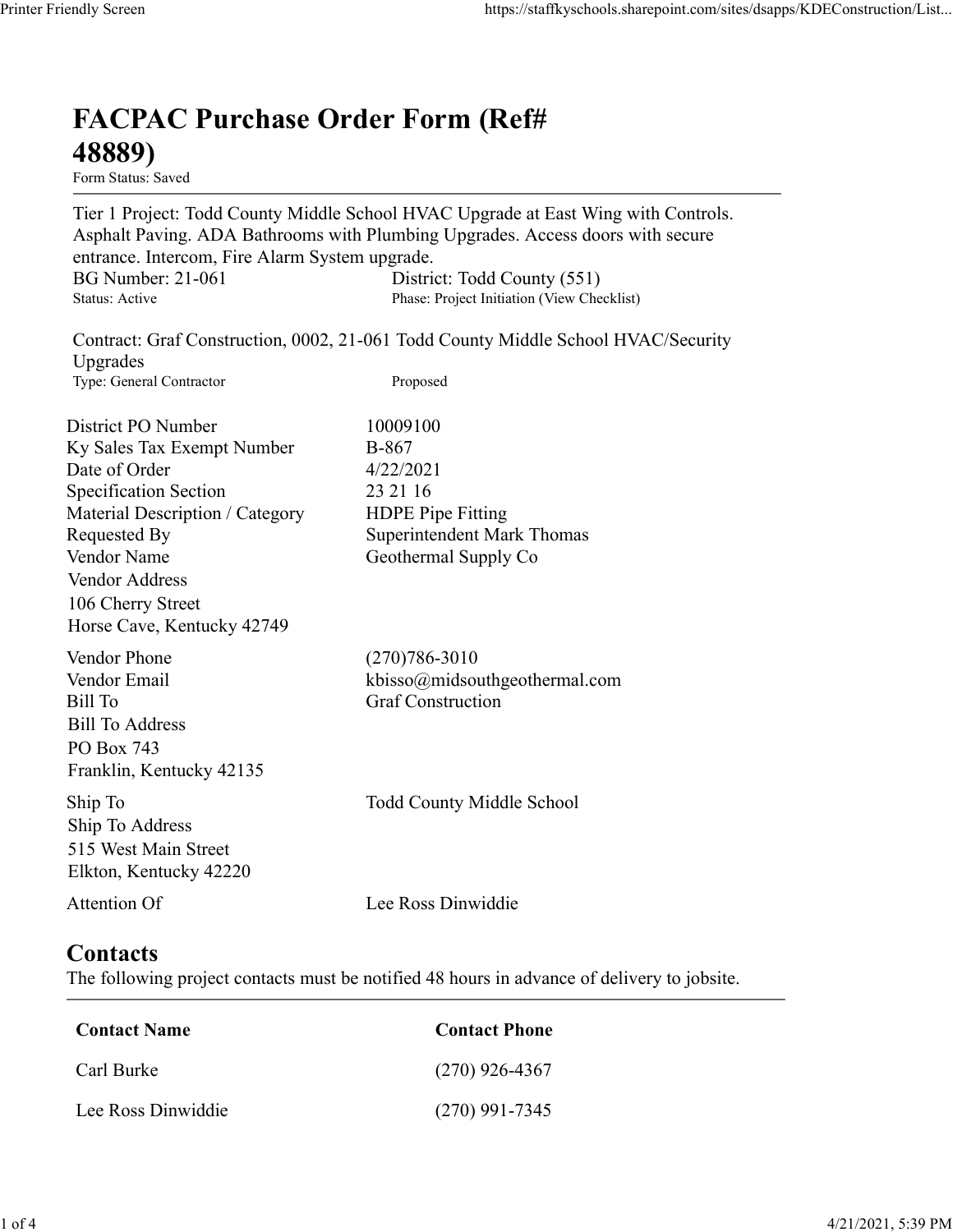# FACPAC Purchase Order Form (Ref# 48889)

Form Status: Saved

Tier 1 Project: Todd County Middle School HVAC Upgrade at East Wing with Controls. Asphalt Paving. ADA Bathrooms with Plumbing Upgrades. Access doors with secure entrance. Intercom, Fire Alarm System upgrade.

BG Number: 21-061
Status: Active

District: Todd County (551)
Phase: Project Initiation (View Checklist)

Contract: Graf Construction, 0002, 21-061 Todd County Middle School HVAC/Security Upgrades
Type: General Contractor
Proposed

| | |
|---|---|
| District PO Number | 10009100 |
| Ky Sales Tax Exempt Number | B-867 |
| Date of Order | 4/22/2021 |
| Specification Section | 23 21 16 |
| Material Description / Category | HDPE Pipe Fitting |
| Requested By | Superintendent Mark Thomas |
| Vendor Name | Geothermal Supply Co |
| Vendor Address<br>106 Cherry Street<br>Horse Cave, Kentucky 42749 | |
| Vendor Phone | (270)786-3010 |
| Vendor Email | kbisso@midsouthgeothermal.com |
| Bill To | Graf Construction |
| Bill To Address<br>PO Box 743<br>Franklin, Kentucky 42135 | |
| Ship To | Todd County Middle School |
| Ship To Address<br>515 West Main Street<br>Elkton, Kentucky 42220 | |
| Attention Of | Lee Ross Dinwiddie |

## Contacts

The following project contacts must be notified 48 hours in advance of delivery to jobsite.

| Contact Name | Contact Phone |
|---|---|
| Carl Burke | (270) 926-4367 |
| Lee Ross Dinwiddie | (270) 991-7345 |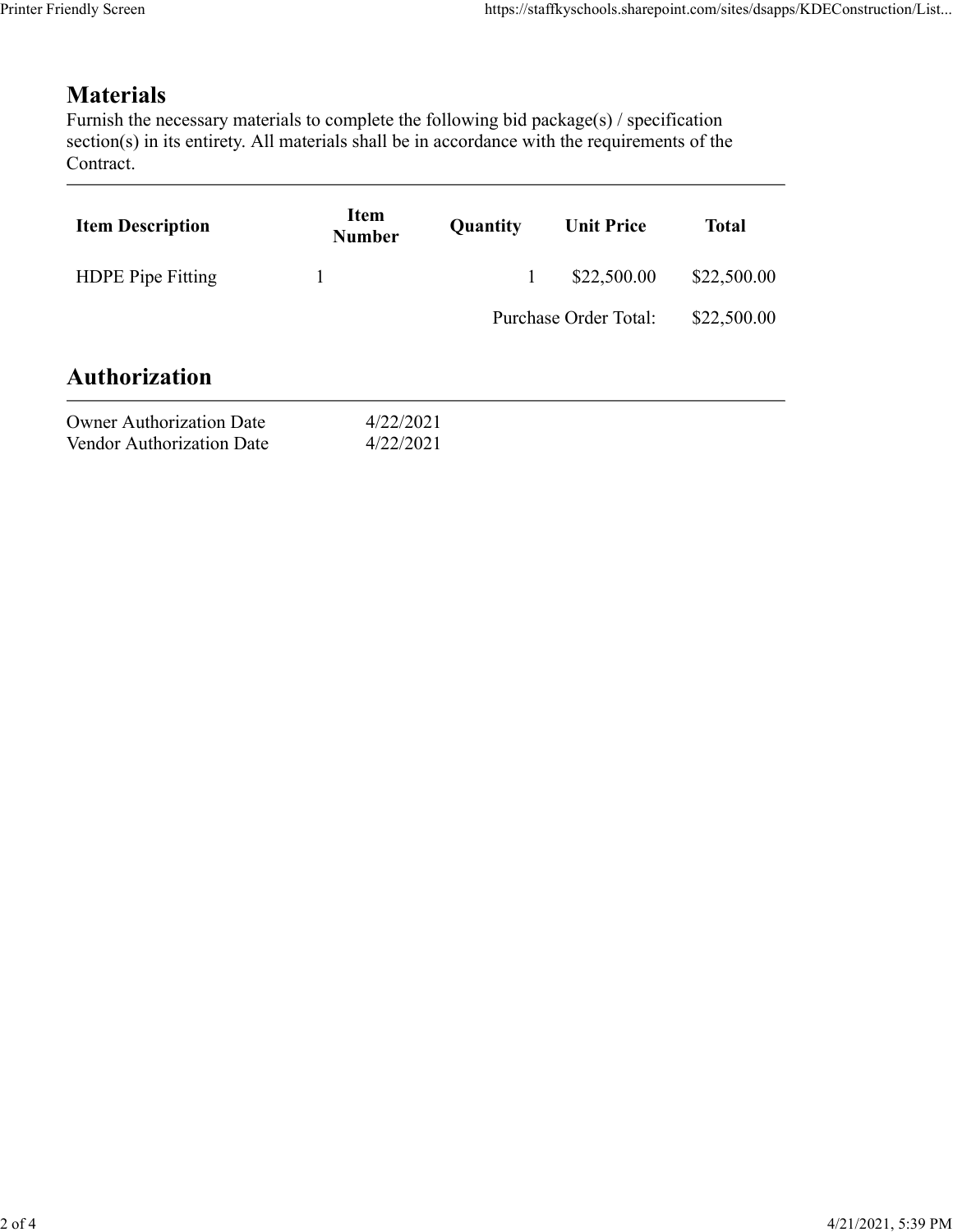## Materials

Furnish the necessary materials to complete the following bid package(s) / specification section(s) in its entirety. All materials shall be in accordance with the requirements of the Contract.

| Item Description | Item Number | Quantity | Unit Price | Total |
|---|---|---|---|---|
| HDPE Pipe Fitting | 1 | 1 | $22,500.00 | $22,500.00 |
| | | | Purchase Order Total: | $22,500.00 |

## Authorization

| | |
|---|---|
| Owner Authorization Date | 4/22/2021 |
| Vendor Authorization Date | 4/22/2021 |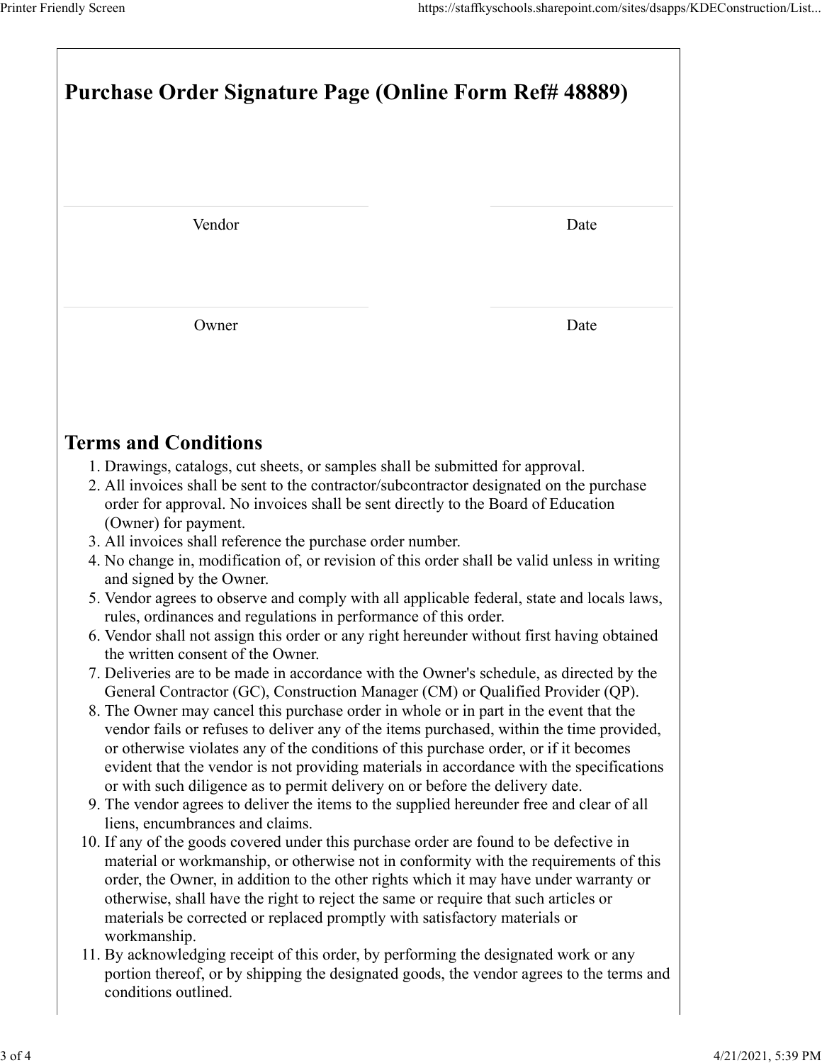# Purchase Order Signature Page (Online Form Ref# 48889)

| Vendor | Date |
|---|---|
| Owner | Date |

## Terms and Conditions

1. Drawings, catalogs, cut sheets, or samples shall be submitted for approval.
2. All invoices shall be sent to the contractor/subcontractor designated on the purchase order for approval. No invoices shall be sent directly to the Board of Education (Owner) for payment.
3. All invoices shall reference the purchase order number.
4. No change in, modification of, or revision of this order shall be valid unless in writing and signed by the Owner.
5. Vendor agrees to observe and comply with all applicable federal, state and locals laws, rules, ordinances and regulations in performance of this order.
6. Vendor shall not assign this order or any right hereunder without first having obtained the written consent of the Owner.
7. Deliveries are to be made in accordance with the Owner's schedule, as directed by the General Contractor (GC), Construction Manager (CM) or Qualified Provider (QP).
8. The Owner may cancel this purchase order in whole or in part in the event that the vendor fails or refuses to deliver any of the items purchased, within the time provided, or otherwise violates any of the conditions of this purchase order, or if it becomes evident that the vendor is not providing materials in accordance with the specifications or with such diligence as to permit delivery on or before the delivery date.
9. The vendor agrees to deliver the items to the supplied hereunder free and clear of all liens, encumbrances and claims.
10. If any of the goods covered under this purchase order are found to be defective in material or workmanship, or otherwise not in conformity with the requirements of this order, the Owner, in addition to the other rights which it may have under warranty or otherwise, shall have the right to reject the same or require that such articles or materials be corrected or replaced promptly with satisfactory materials or workmanship.
11. By acknowledging receipt of this order, by performing the designated work or any portion thereof, or by shipping the designated goods, the vendor agrees to the terms and conditions outlined.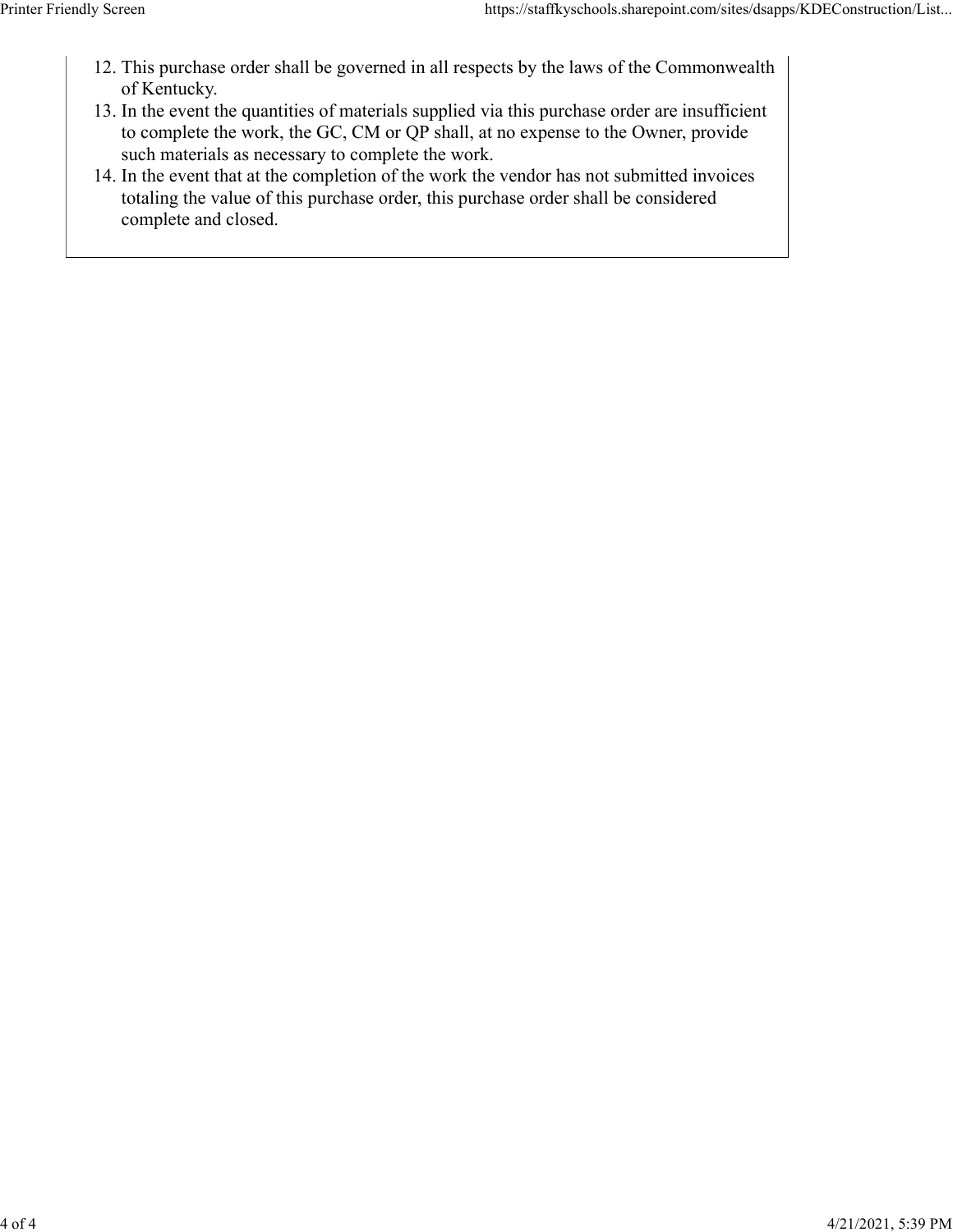12. This purchase order shall be governed in all respects by the laws of the Commonwealth of Kentucky.
13. In the event the quantities of materials supplied via this purchase order are insufficient to complete the work, the GC, CM or QP shall, at no expense to the Owner, provide such materials as necessary to complete the work.
14. In the event that at the completion of the work the vendor has not submitted invoices totaling the value of this purchase order, this purchase order shall be considered complete and closed.